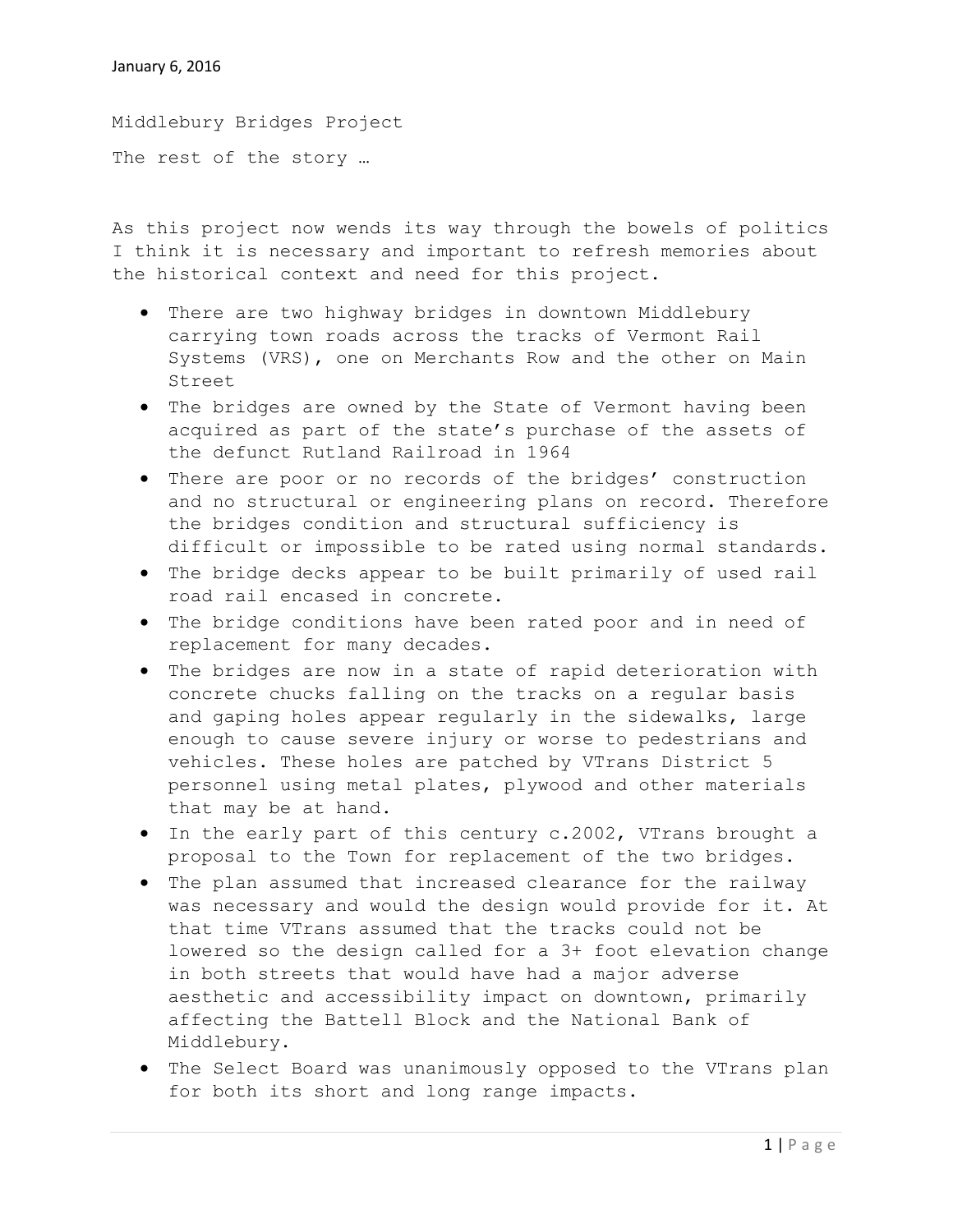January 6, 2016

Middlebury Bridges Project

The rest of the story …

As this project now wends its way through the bowels of politics I think it is necessary and important to refresh memories about the historical context and need for this project.

- There are two highway bridges in downtown Middlebury carrying town roads across the tracks of Vermont Rail Systems (VRS), one on Merchants Row and the other on Main Street
- The bridges are owned by the State of Vermont having been acquired as part of the state's purchase of the assets of the defunct Rutland Railroad in 1964
- There are poor or no records of the bridges' construction and no structural or engineering plans on record. Therefore the bridges condition and structural sufficiency is difficult or impossible to be rated using normal standards.
- The bridge decks appear to be built primarily of used rail road rail encased in concrete.
- The bridge conditions have been rated poor and in need of replacement for many decades.
- The bridges are now in a state of rapid deterioration with concrete chucks falling on the tracks on a regular basis and gaping holes appear regularly in the sidewalks, large enough to cause severe injury or worse to pedestrians and vehicles. These holes are patched by VTrans District 5 personnel using metal plates, plywood and other materials that may be at hand.
- In the early part of this century c.2002, VTrans brought a proposal to the Town for replacement of the two bridges.
- The plan assumed that increased clearance for the railway was necessary and would the design would provide for it. At that time VTrans assumed that the tracks could not be lowered so the design called for a 3+ foot elevation change in both streets that would have had a major adverse aesthetic and accessibility impact on downtown, primarily affecting the Battell Block and the National Bank of Middlebury.
- The Select Board was unanimously opposed to the VTrans plan for both its short and long range impacts.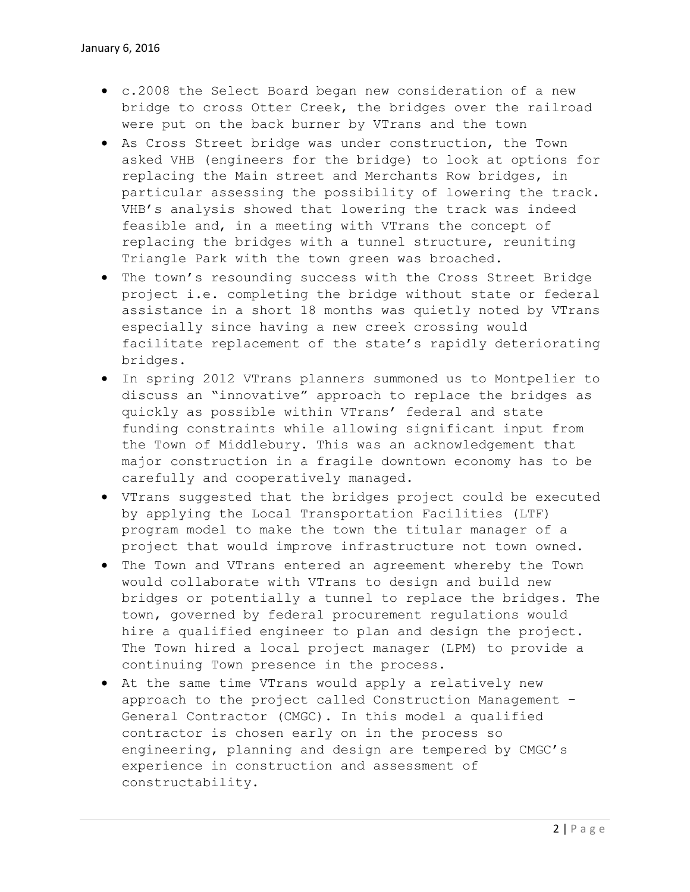- c.2008 the Select Board began new consideration of a new bridge to cross Otter Creek, the bridges over the railroad were put on the back burner by VTrans and the town
- As Cross Street bridge was under construction, the Town asked VHB (engineers for the bridge) to look at options for replacing the Main street and Merchants Row bridges, in particular assessing the possibility of lowering the track. VHB's analysis showed that lowering the track was indeed feasible and, in a meeting with VTrans the concept of replacing the bridges with a tunnel structure, reuniting Triangle Park with the town green was broached.
- The town's resounding success with the Cross Street Bridge project i.e. completing the bridge without state or federal assistance in a short 18 months was quietly noted by VTrans especially since having a new creek crossing would facilitate replacement of the state's rapidly deteriorating bridges.
- In spring 2012 VTrans planners summoned us to Montpelier to discuss an "innovative" approach to replace the bridges as quickly as possible within VTrans' federal and state funding constraints while allowing significant input from the Town of Middlebury. This was an acknowledgement that major construction in a fragile downtown economy has to be carefully and cooperatively managed.
- VTrans suggested that the bridges project could be executed by applying the Local Transportation Facilities (LTF) program model to make the town the titular manager of a project that would improve infrastructure not town owned.
- The Town and VTrans entered an agreement whereby the Town would collaborate with VTrans to design and build new bridges or potentially a tunnel to replace the bridges. The town, governed by federal procurement regulations would hire a qualified engineer to plan and design the project. The Town hired a local project manager (LPM) to provide a continuing Town presence in the process.
- At the same time VTrans would apply a relatively new approach to the project called Construction Management – General Contractor (CMGC). In this model a qualified contractor is chosen early on in the process so engineering, planning and design are tempered by CMGC's experience in construction and assessment of constructability.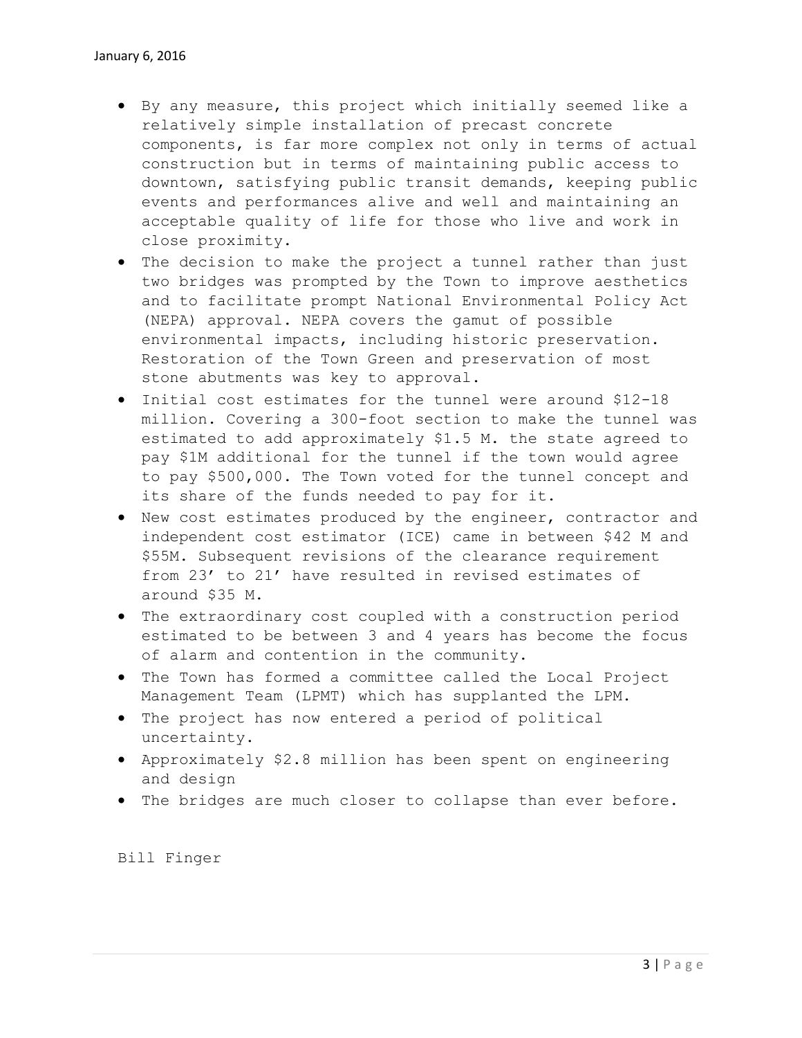- By any measure, this project which initially seemed like a relatively simple installation of precast concrete components, is far more complex not only in terms of actual construction but in terms of maintaining public access to downtown, satisfying public transit demands, keeping public events and performances alive and well and maintaining an acceptable quality of life for those who live and work in close proximity.
- The decision to make the project a tunnel rather than just two bridges was prompted by the Town to improve aesthetics and to facilitate prompt National Environmental Policy Act (NEPA) approval. NEPA covers the gamut of possible environmental impacts, including historic preservation. Restoration of the Town Green and preservation of most stone abutments was key to approval.
- Initial cost estimates for the tunnel were around $12-18 million. Covering a 300-foot section to make the tunnel was estimated to add approximately $1.5 M. the state agreed to pay $1M additional for the tunnel if the town would agree to pay $500,000. The Town voted for the tunnel concept and its share of the funds needed to pay for it.
- New cost estimates produced by the engineer, contractor and independent cost estimator (ICE) came in between $42 M and $55M. Subsequent revisions of the clearance requirement from 23' to 21' have resulted in revised estimates of around $35 M.
- The extraordinary cost coupled with a construction period estimated to be between 3 and 4 years has become the focus of alarm and contention in the community.
- The Town has formed a committee called the Local Project Management Team (LPMT) which has supplanted the LPM.
- The project has now entered a period of political uncertainty.
- Approximately $2.8 million has been spent on engineering and design
- The bridges are much closer to collapse than ever before.

Bill Finger